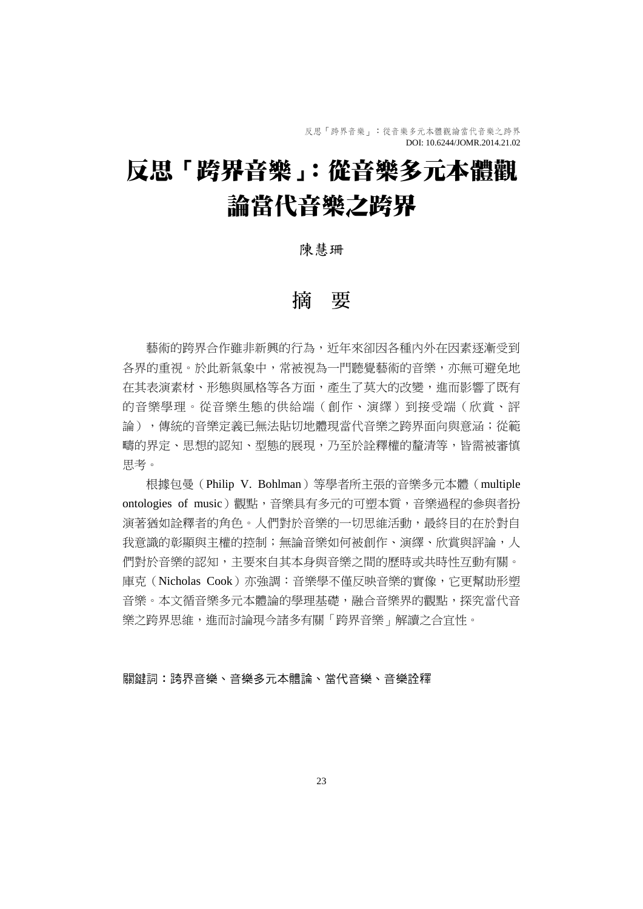DOI: 10.6244/JOMR.2014.21.02

# 反思「跨界音樂」：從音樂多元本體觀論當代音樂之跨界

陳慧珊

## 摘 要

藝術的跨界合作雖非新興的行為，近年來卻因各種內外在因素逐漸受到各界的重視。於此新氣象中，常被視為一門聽覺藝術的音樂，亦無可避免地在其表演素材、形態與風格等各方面，產生了莫大的改變，進而影響了既有的音樂學理。從音樂生態的供給端（創作、演繹）到接受端（欣賞、評論），傳統的音樂定義已無法貼切地體現當代音樂之跨界面向與意涵；從範疇的界定、思想的認知、型態的展現，乃至於詮釋權的釐清等，皆需被審慎思考。

根據包曼（Philip V. Bohlman）等學者所主張的音樂多元本體（multiple ontologies of music）觀點，音樂具有多元的可塑本質，音樂過程的參與者扮演著猶如詮釋者的角色。人們對於音樂的一切思維活動，最終目的在於對自我意識的彰顯與主權的控制；無論音樂如何被創作、演繹、欣賞與評論，人們對於音樂的認知，主要來自其本身與音樂之間的歷時或共時性互動有關。庫克（Nicholas Cook）亦強調：音樂學不僅反映音樂的實像，它更幫助形塑音樂。本文循音樂多元本體論的學理基礎，融合音樂界的觀點，探究當代音樂之跨界思維，進而討論現今諸多有關「跨界音樂」解讀之合宜性。

**關鍵詞：**跨界音樂、音樂多元本體論、當代音樂、音樂詮釋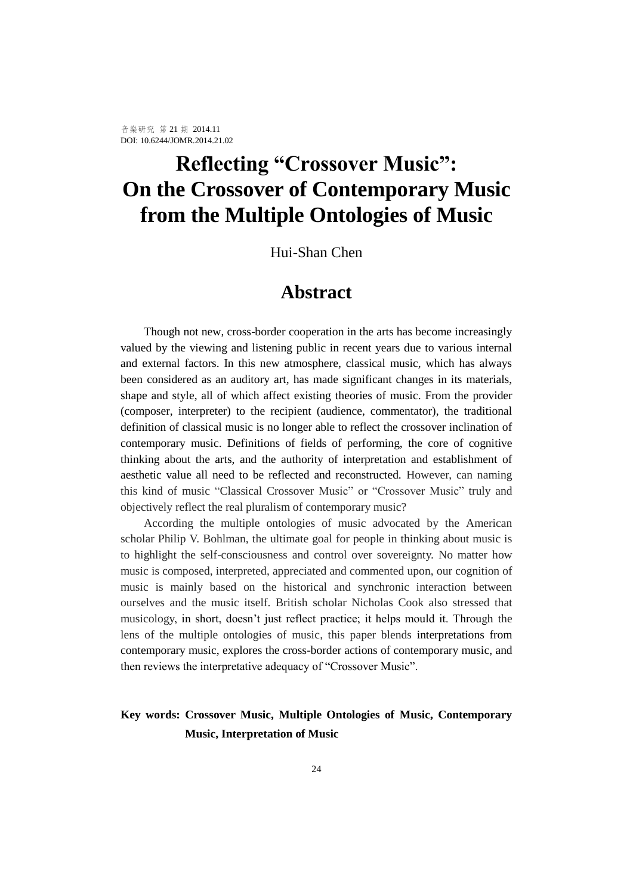# Reflecting "Crossover Music": On the Crossover of Contemporary Music from the Multiple Ontologies of Music

Hui-Shan Chen

## Abstract

Though not new, cross-border cooperation in the arts has become increasingly valued by the viewing and listening public in recent years due to various internal and external factors. In this new atmosphere, classical music, which has always been considered as an auditory art, has made significant changes in its materials, shape and style, all of which affect existing theories of music. From the provider (composer, interpreter) to the recipient (audience, commentator), the traditional definition of classical music is no longer able to reflect the crossover inclination of contemporary music. Definitions of fields of performing, the core of cognitive thinking about the arts, and the authority of interpretation and establishment of aesthetic value all need to be reflected and reconstructed. However, can naming this kind of music "Classical Crossover Music" or "Crossover Music" truly and objectively reflect the real pluralism of contemporary music?

According the multiple ontologies of music advocated by the American scholar Philip V. Bohlman, the ultimate goal for people in thinking about music is to highlight the self-consciousness and control over sovereignty. No matter how music is composed, interpreted, appreciated and commented upon, our cognition of music is mainly based on the historical and synchronic interaction between ourselves and the music itself. British scholar Nicholas Cook also stressed that musicology, in short, doesn't just reflect practice; it helps mould it. Through the lens of the multiple ontologies of music, this paper blends interpretations from contemporary music, explores the cross-border actions of contemporary music, and then reviews the interpretative adequacy of "Crossover Music".

**Key words: Crossover Music, Multiple Ontologies of Music, Contemporary Music, Interpretation of Music**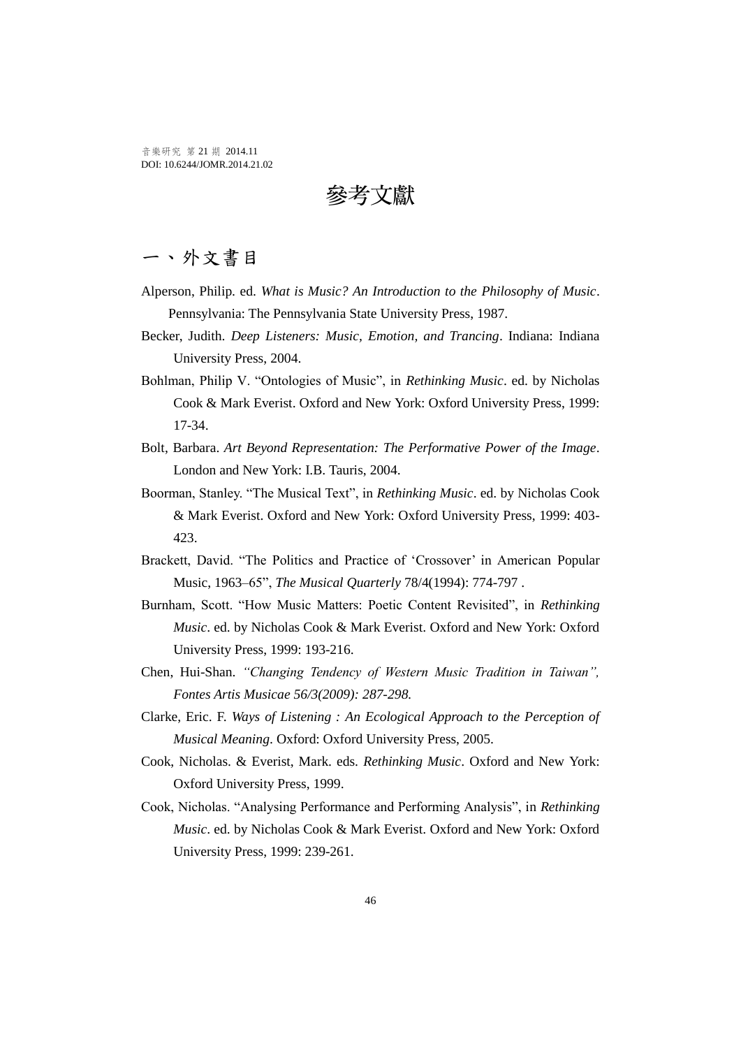# 參考文獻

## 一、外文書目

Alperson, Philip. ed. *What is Music? An Introduction to the Philosophy of Music*. Pennsylvania: The Pennsylvania State University Press, 1987.

Becker, Judith. *Deep Listeners: Music, Emotion, and Trancing*. Indiana: Indiana University Press, 2004.

Bohlman, Philip V. "Ontologies of Music", in *Rethinking Music*. ed. by Nicholas Cook & Mark Everist. Oxford and New York: Oxford University Press, 1999: 17-34.

Bolt, Barbara. *Art Beyond Representation: The Performative Power of the Image*. London and New York: I.B. Tauris, 2004.

Boorman, Stanley. "The Musical Text", in *Rethinking Music*. ed. by Nicholas Cook & Mark Everist. Oxford and New York: Oxford University Press, 1999: 403-423.

Brackett, David. "The Politics and Practice of 'Crossover' in American Popular Music, 1963–65", *The Musical Quarterly* 78/4(1994): 774-797 .

Burnham, Scott. "How Music Matters: Poetic Content Revisited", in *Rethinking Music*. ed. by Nicholas Cook & Mark Everist. Oxford and New York: Oxford University Press, 1999: 193-216.

Chen, Hui-Shan. *"Changing Tendency of Western Music Tradition in Taiwan", Fontes Artis Musicae 56/3(2009): 287-298.*

Clarke, Eric. F. *Ways of Listening : An Ecological Approach to the Perception of Musical Meaning*. Oxford: Oxford University Press, 2005.

Cook, Nicholas. & Everist, Mark. eds. *Rethinking Music*. Oxford and New York: Oxford University Press, 1999.

Cook, Nicholas. "Analysing Performance and Performing Analysis", in *Rethinking Music*. ed. by Nicholas Cook & Mark Everist. Oxford and New York: Oxford University Press, 1999: 239-261.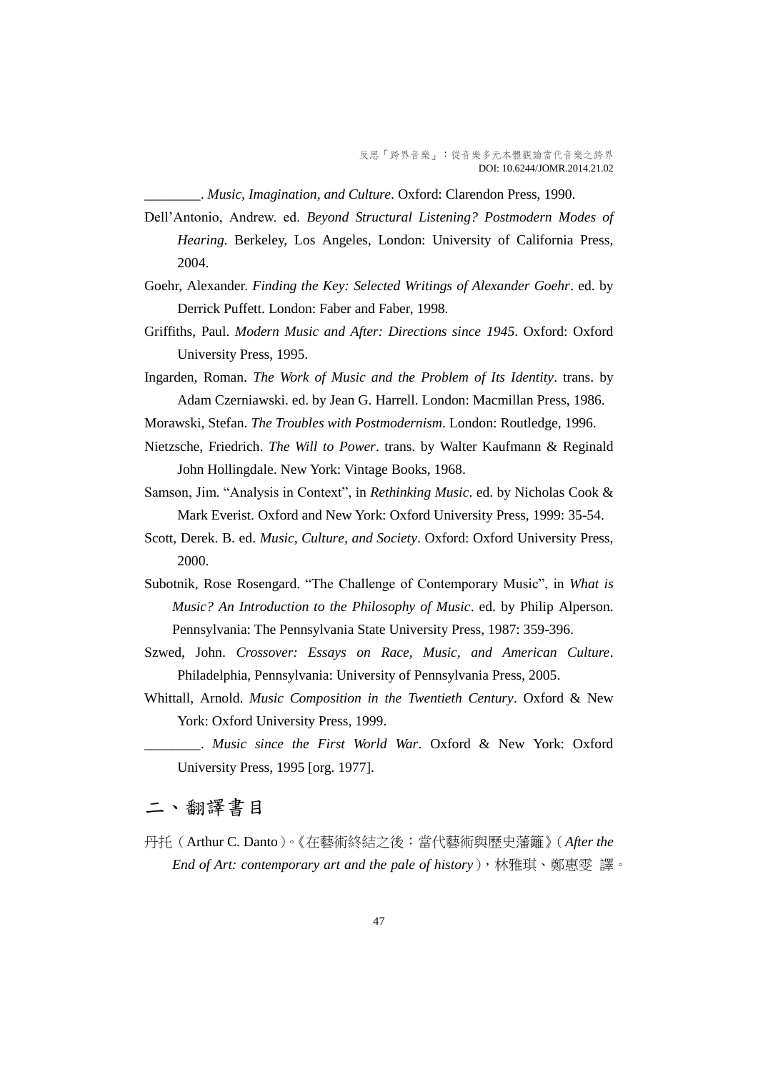________. *Music, Imagination, and Culture*. Oxford: Clarendon Press, 1990.

Dell'Antonio, Andrew. ed. *Beyond Structural Listening? Postmodern Modes of Hearing*. Berkeley, Los Angeles, London: University of California Press, 2004.

Goehr, Alexander. *Finding the Key: Selected Writings of Alexander Goehr*. ed. by Derrick Puffett. London: Faber and Faber, 1998.

Griffiths, Paul. *Modern Music and After: Directions since 1945*. Oxford: Oxford University Press, 1995.

Ingarden, Roman. *The Work of Music and the Problem of Its Identity*. trans. by Adam Czerniawski. ed. by Jean G. Harrell. London: Macmillan Press, 1986.

Morawski, Stefan. *The Troubles with Postmodernism*. London: Routledge, 1996.

Nietzsche, Friedrich. *The Will to Power*. trans. by Walter Kaufmann & Reginald John Hollingdale. New York: Vintage Books, 1968.

Samson, Jim. "Analysis in Context", in *Rethinking Music*. ed. by Nicholas Cook & Mark Everist. Oxford and New York: Oxford University Press, 1999: 35-54.

Scott, Derek. B. ed. *Music, Culture, and Society*. Oxford: Oxford University Press, 2000.

Subotnik, Rose Rosengard. "The Challenge of Contemporary Music", in *What is Music? An Introduction to the Philosophy of Music*. ed. by Philip Alperson. Pennsylvania: The Pennsylvania State University Press, 1987: 359-396.

Szwed, John. *Crossover: Essays on Race, Music, and American Culture*. Philadelphia, Pennsylvania: University of Pennsylvania Press, 2005.

Whittall, Arnold. *Music Composition in the Twentieth Century*. Oxford & New York: Oxford University Press, 1999.

________. *Music since the First World War*. Oxford & New York: Oxford University Press, 1995 [org. 1977].

## 二、翻譯書目

丹托（Arthur C. Danto）。《在藝術終結之後：當代藝術與歷史藩籬》（*After the End of Art: contemporary art and the pale of history*），林雅琪、鄭惠雯 譯。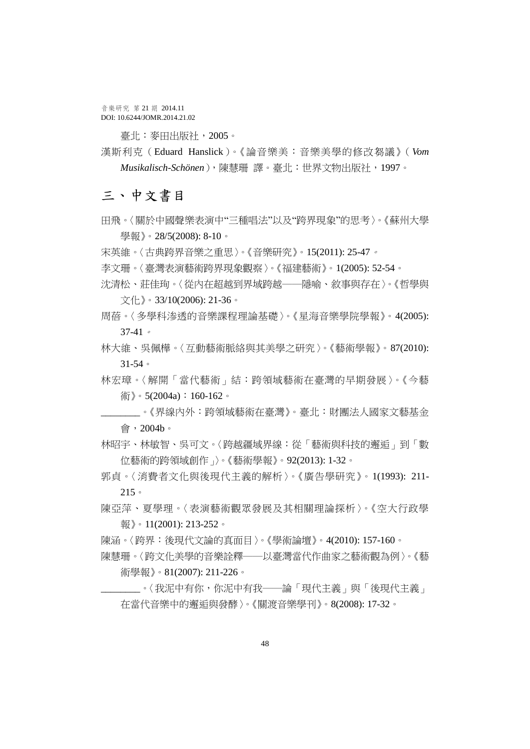臺北：麥田出版社，2005。

漢斯利克（Eduard Hanslick）。《論音樂美：音樂美學的修改芻議》（*Vom Musikalisch-Schönen*），陳慧珊 譯。臺北：世界文物出版社，1997。

## 三、中文書目

田飛。〈關於中國聲樂表演中"三種唱法"以及"跨界現象"的思考〉。《蘇州大學學報》。28/5(2008): 8-10。

宋英維。〈古典跨界音樂之重思〉。《音樂研究》。15(2011): 25-47。

李文珊。〈臺灣表演藝術跨界現象觀察〉。《福建藝術》。1(2005): 52-54。

沈清松、莊佳珣。〈從內在超越到界域跨越——隱喻、敘事與存在〉。《哲學與文化》。33/10(2006): 21-36。

周蓓。〈多學科滲透的音樂課程理論基礎〉。《星海音樂學院學報》。4(2005): 37-41。

林大維、吳佩樺。〈互動藝術脈絡與其美學之研究〉。《藝術學報》。87(2010): 31-54。

林宏璋。〈解開「當代藝術」結：跨領域藝術在臺灣的早期發展〉。《今藝術》。5(2004a)：160-162。

________。《界線內外：跨領域藝術在臺灣》。臺北：財團法人國家文藝基金會，2004b。

林昭宇、林敏智、吳可文。〈跨越疆域界線：從「藝術與科技的邂逅」到「數位藝術的跨領域創作」〉。《藝術學報》。92(2013): 1-32。

郭貞。〈消費者文化與後現代主義的解析〉。《廣告學研究》。1(1993): 211-215。

陳亞萍、夏學理。〈表演藝術觀眾發展及其相關理論探析〉。《空大行政學報》。11(2001): 213-252。

陳涵。〈跨界：後現代文論的真面目〉。《學術論壇》。4(2010): 157-160。

陳慧珊。〈跨文化美學的音樂詮釋——以臺灣當代作曲家之藝術觀為例〉。《藝術學報》。81(2007): 211-226。

________。〈我泥中有你，你泥中有我——論「現代主義」與「後現代主義」在當代音樂中的邂逅與發酵〉。《關渡音樂學刊》。8(2008): 17-32。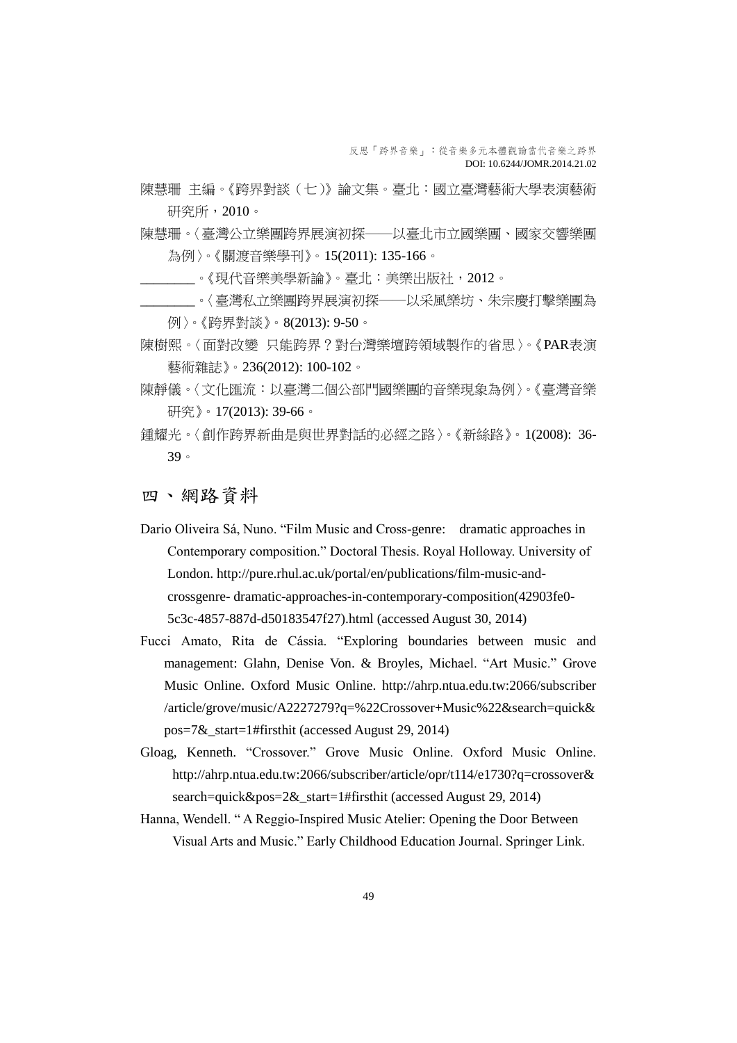陳慧珊 主編。《跨界對談（七）》論文集。臺北：國立臺灣藝術大學表演藝術研究所，2010。

陳慧珊。〈臺灣公立樂團跨界展演初探——以臺北市立國樂團、國家交響樂團為例〉。《關渡音樂學刊》。15(2011): 135-166。

________。《現代音樂美學新論》。臺北：美樂出版社，2012。

________。〈臺灣私立樂團跨界展演初探——以采風樂坊、朱宗慶打擊樂團為例〉。《跨界對談》。8(2013): 9-50。

陳樹熙。〈面對改變 只能跨界？對台灣樂壇跨領域製作的省思〉。《PAR表演藝術雜誌》。236(2012): 100-102。

陳靜儀。〈文化匯流：以臺灣二個公部門國樂團的音樂現象為例〉。《臺灣音樂研究》。17(2013): 39-66。

鍾耀光。〈創作跨界新曲是與世界對話的必經之路〉。《新絲路》。1(2008): 36-39。

## 四、網路資料

Dario Oliveira Sá, Nuno. "Film Music and Cross-genre: dramatic approaches in Contemporary composition." Doctoral Thesis. Royal Holloway. University of London. http://pure.rhul.ac.uk/portal/en/publications/film-music-and-crossgenre- dramatic-approaches-in-contemporary-composition(42903fe0-5c3c-4857-887d-d50183547f27).html (accessed August 30, 2014)

Fucci Amato, Rita de Cássia. "Exploring boundaries between music and management: Glahn, Denise Von. & Broyles, Michael. "Art Music." Grove Music Online. Oxford Music Online. http://ahrp.ntua.edu.tw:2066/subscriber/article/grove/music/A2227279?q=%22Crossover+Music%22&search=quick&pos=7&_start=1#firsthit (accessed August 29, 2014)

Gloag, Kenneth. "Crossover." Grove Music Online. Oxford Music Online. http://ahrp.ntua.edu.tw:2066/subscriber/article/opr/t114/e1730?q=crossover&search=quick&pos=2&_start=1#firsthit (accessed August 29, 2014)

Hanna, Wendell. " A Reggio-Inspired Music Atelier: Opening the Door Between Visual Arts and Music." Early Childhood Education Journal. Springer Link.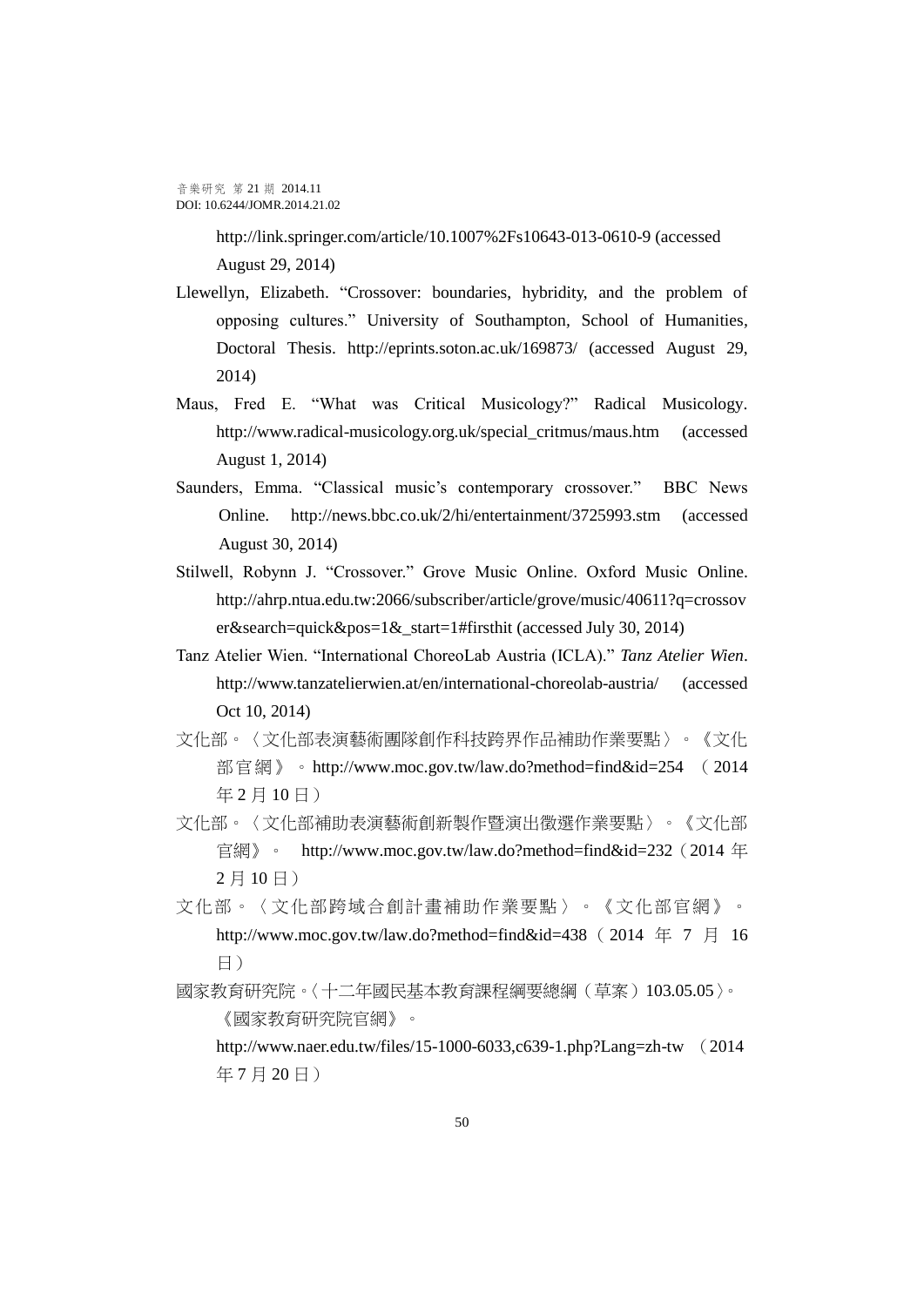http://link.springer.com/article/10.1007%2Fs10643-013-0610-9 (accessed August 29, 2014)

Llewellyn, Elizabeth. "Crossover: boundaries, hybridity, and the problem of opposing cultures." University of Southampton, School of Humanities, Doctoral Thesis. http://eprints.soton.ac.uk/169873/ (accessed August 29, 2014)

Maus, Fred E. "What was Critical Musicology?" Radical Musicology. http://www.radical-musicology.org.uk/special_critmus/maus.htm (accessed August 1, 2014)

Saunders, Emma. "Classical music's contemporary crossover." BBC News Online. http://news.bbc.co.uk/2/hi/entertainment/3725993.stm (accessed August 30, 2014)

Stilwell, Robynn J. "Crossover." Grove Music Online. Oxford Music Online. http://ahrp.ntua.edu.tw:2066/subscriber/article/grove/music/40611?q=crossover&search=quick&pos=1&_start=1#firsthit (accessed July 30, 2014)

Tanz Atelier Wien. "International ChoreoLab Austria (ICLA)." *Tanz Atelier Wien*. http://www.tanzatelierwien.at/en/international-choreolab-austria/ (accessed Oct 10, 2014)

文化部。〈文化部表演藝術團隊創作科技跨界作品補助作業要點〉。《文化部官網》。http://www.moc.gov.tw/law.do?method=find&id=254 （2014 年 2 月 10 日）

文化部。〈文化部補助表演藝術創新製作暨演出徵選作業要點〉。《文化部官網》。 http://www.moc.gov.tw/law.do?method=find&id=232（2014 年 2 月 10 日）

文化部。〈文化部跨域合創計畫補助作業要點〉。《文化部官網》。http://www.moc.gov.tw/law.do?method=find&id=438（2014 年 7 月 16 日）

國家教育研究院。〈十二年國民基本教育課程綱要總綱（草案）103.05.05〉。《國家教育研究院官網》。 http://www.naer.edu.tw/files/15-1000-6033,c639-1.php?Lang=zh-tw （2014 年 7 月 20 日）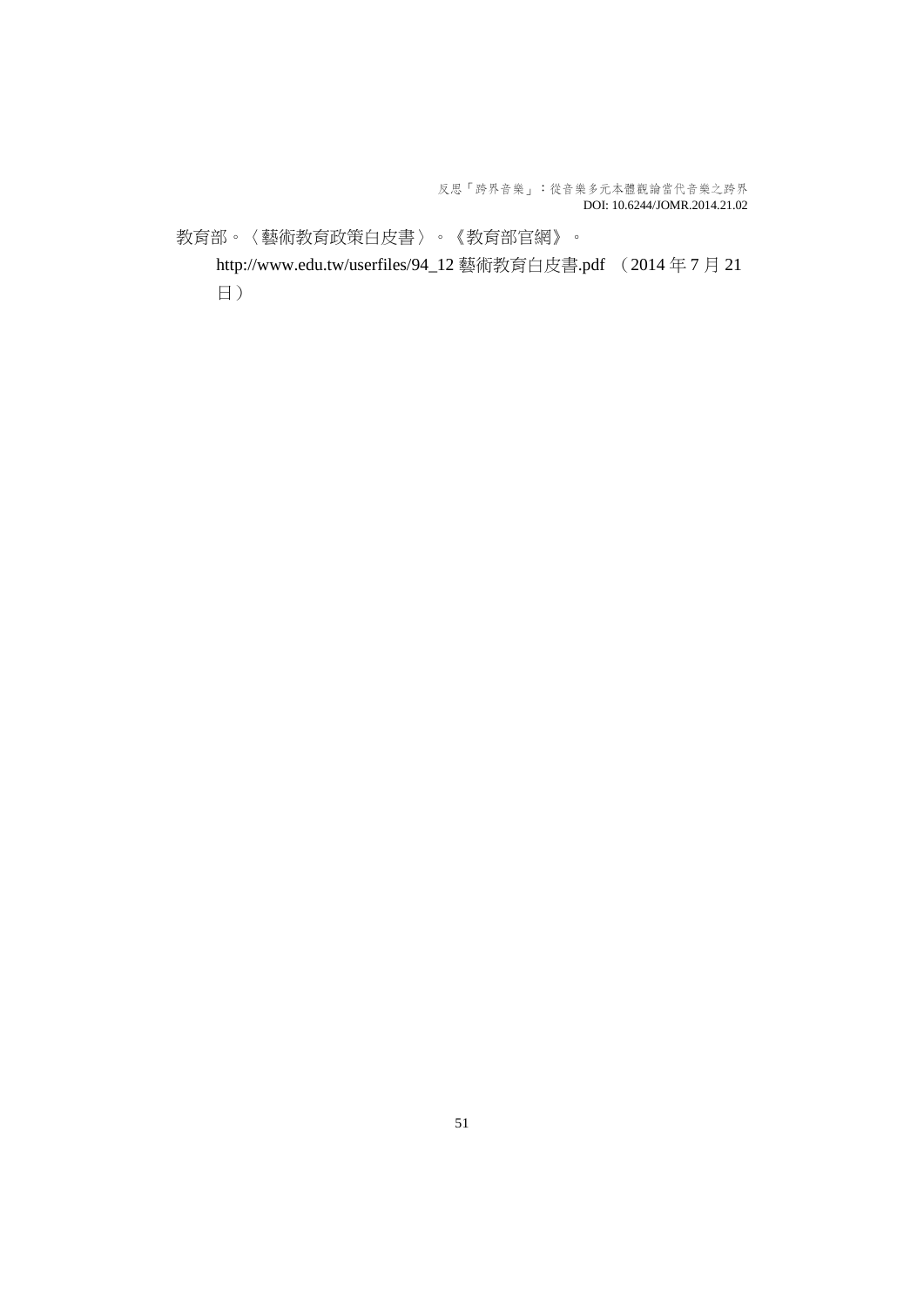教育部。〈藝術教育政策白皮書〉。《教育部官網》。
http://www.edu.tw/userfiles/94_12 藝術教育白皮書.pdf （2014 年 7 月 21 日）